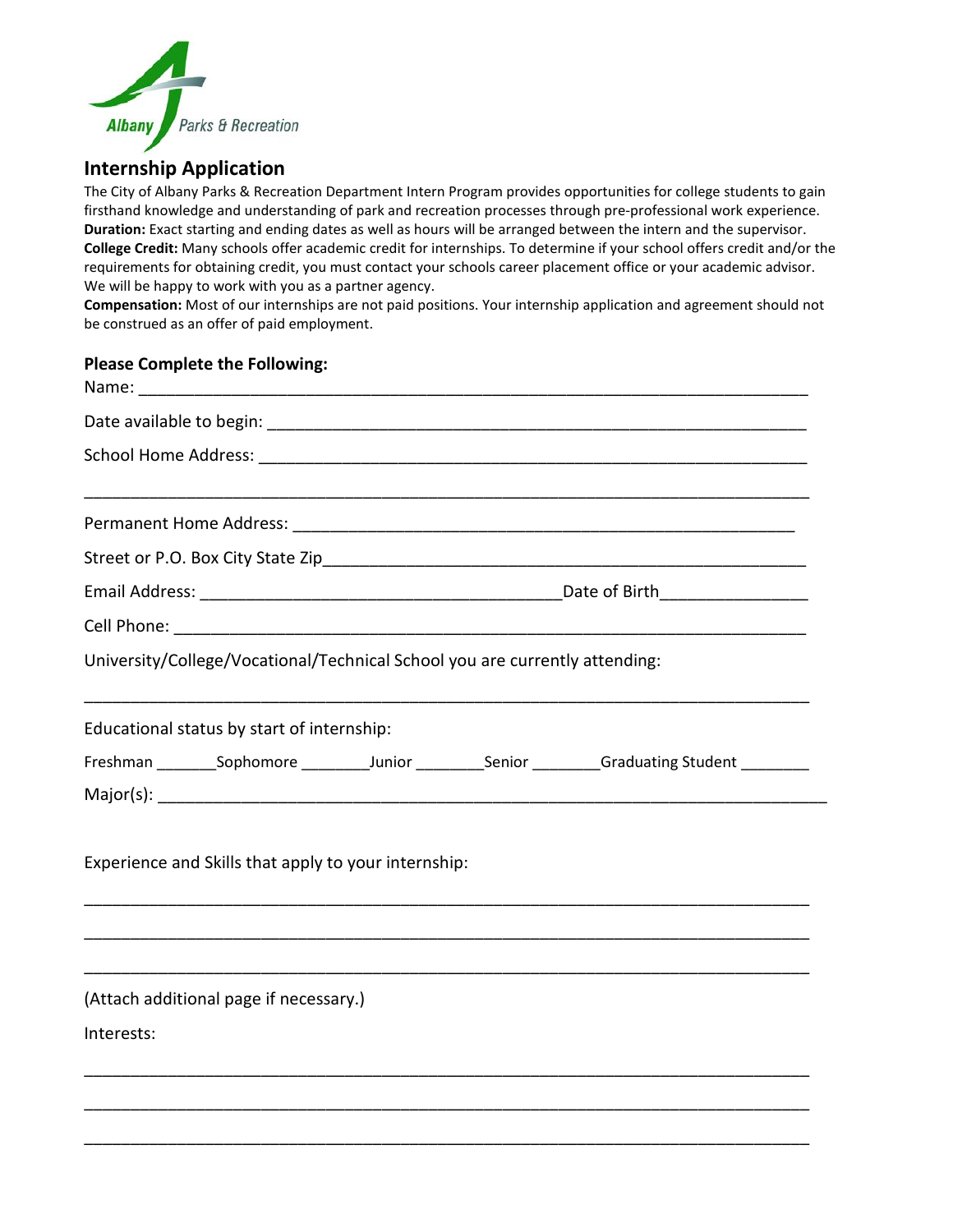Albany Parks & Recreation

## Internship Application

The City of Albany Parks & Recreation Department Intern Program provides opportunities for college students to gain firsthand knowledge and understanding of park and recreation processes through pre-professional work experience.
**Duration:** Exact starting and ending dates as well as hours will be arranged between the intern and the supervisor.
**College Credit:** Many schools offer academic credit for internships. To determine if your school offers credit and/or the requirements for obtaining credit, you must contact your schools career placement office or your academic advisor. We will be happy to work with you as a partner agency.
**Compensation:** Most of our internships are not paid positions. Your internship application and agreement should not be construed as an offer of paid employment.

### Please Complete the Following:

Name: ___________________________________________________________________________

Date available to begin: _____________________________________________________________

School Home Address: _______________________________________________________________

_________________________________________________________________________________

Permanent Home Address: ___________________________________________________________

Street or P.O. Box City State Zip______________________________________________________

Email Address: ______________________________________Date of Birth_______________

Cell Phone: _______________________________________________________________________

University/College/Vocational/Technical School you are currently attending:

_________________________________________________________________________________

Educational status by start of internship:

Freshman _______Sophomore ________Junior ________Senior ________Graduating Student ________

Major(s): _________________________________________________________________________

Experience and Skills that apply to your internship:

_________________________________________________________________________________

_________________________________________________________________________________

_________________________________________________________________________________

(Attach additional page if necessary.)

Interests:

_________________________________________________________________________________

_________________________________________________________________________________

_________________________________________________________________________________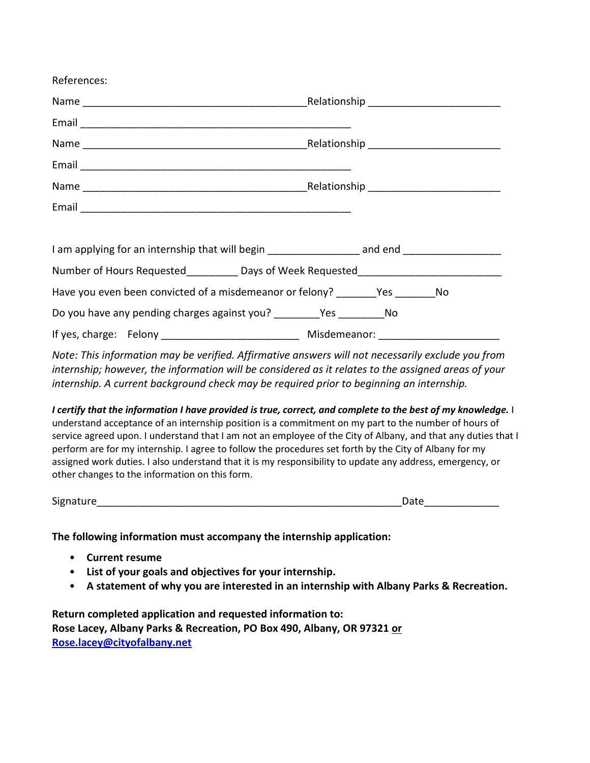References:

Name ______________________________________ Relationship ______________________

Email ______________________________________________

Name ______________________________________ Relationship ______________________

Email ______________________________________________

Name ______________________________________ Relationship ______________________

Email ______________________________________________

I am applying for an internship that will begin _______________ and end ________________

Number of Hours Requested_________ Days of Week Requested________________________

Have you even been convicted of a misdemeanor or felony? _______Yes _______No

Do you have any pending charges against you? ________Yes ________No

If yes, charge: Felony _______________________ Misdemeanor: ____________________

*Note: This information may be verified. Affirmative answers will not necessarily exclude you from internship; however, the information will be considered as it relates to the assigned areas of your internship. A current background check may be required prior to beginning an internship.*

***I certify that the information I have provided is true, correct, and complete to the best of my knowledge.*** I understand acceptance of an internship position is a commitment on my part to the number of hours of service agreed upon. I understand that I am not an employee of the City of Albany, and that any duties that I perform are for my internship. I agree to follow the procedures set forth by the City of Albany for my assigned work duties. I also understand that it is my responsibility to update any address, emergency, or other changes to the information on this form.

Signature______________________________________________________Date____________

**The following information must accompany the internship application:**

- **Current resume**
- **List of your goals and objectives for your internship.**
- **A statement of why you are interested in an internship with Albany Parks & Recreation.**

**Return completed application and requested information to:**
**Rose Lacey, Albany Parks & Recreation, PO Box 490, Albany, OR 97321 or**
**Rose.lacey@cityofalbany.net**